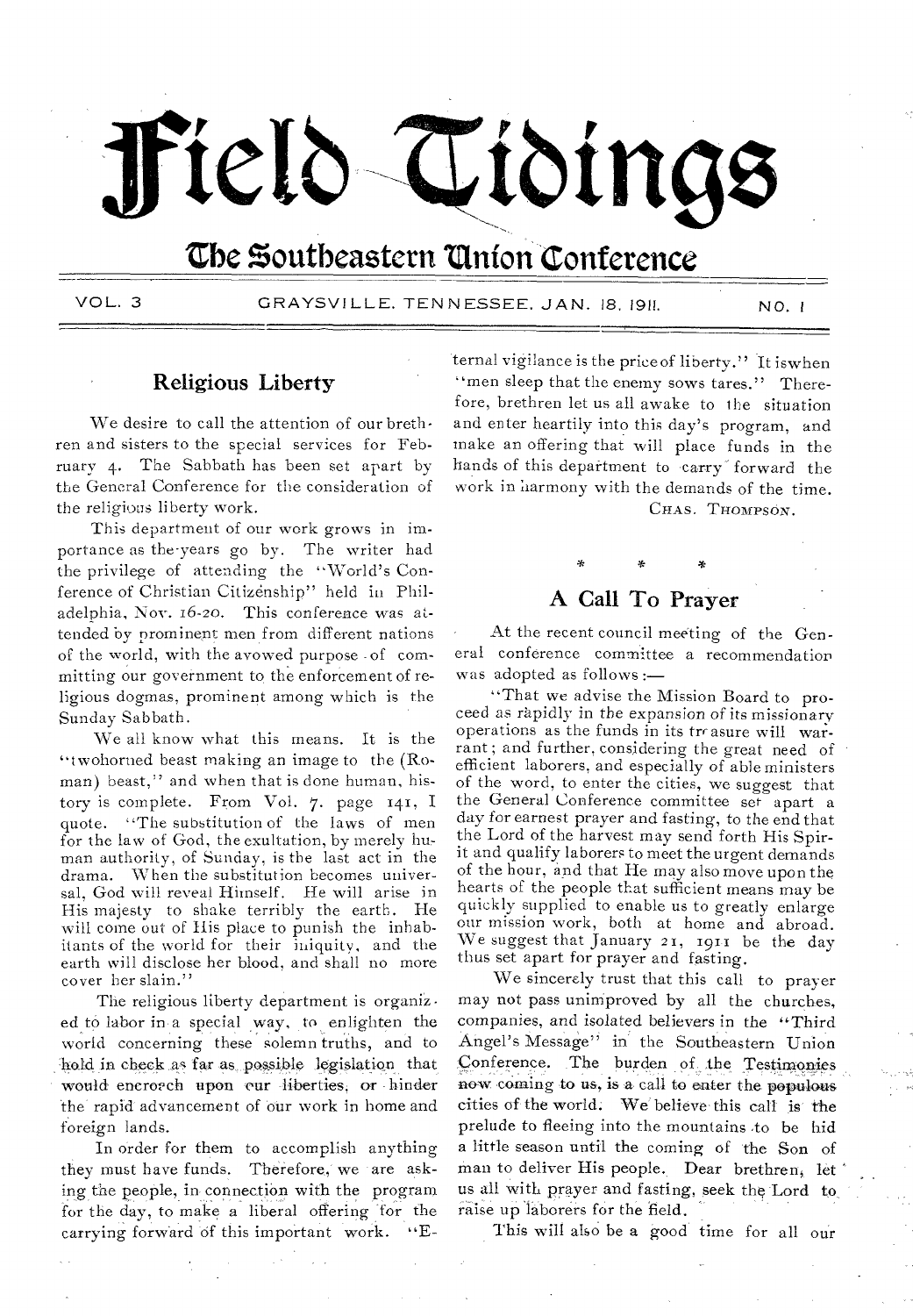# Field Tidings

## The Southeastern Union Conference

VOL. 3 GRAYSVILLE, TENNESSEE, JAN. 18, 1911. NO. 1

## Religious Liberty

We desire to call the attention of our brethren and sisters to the special services for February 4. The Sabbath has been set apart by the General Conference for the consideration of the religious liberty work.

This department of our work grows in importance as the years go by. The writer had the privilege of attending the "World's Conference of Christian Citizenship" held in Philadelphia, Nov. 16-20. This conference was attended by prominent men from different nations of the world, with the avowed purpose of committing our government to the enforcement of religious dogmas, prominent among which is the Sunday Sabbath.

We all know what this means. It is the "twohorned beast making an image to the (Roman) beast," and when that is done human, history is complete. From Vol. 7. page 141, I quote. "The substitution of the laws of men for the law of God, the exultation, by merely human authority, of Sunday, is the last act in the drama. When the substitution becomes universal, God will reveal Himself. He will arise in His majesty to shake terribly the earth. He will come out of His place to punish the inhabitants of the world for their iniquity, and the earth will disclose her blood, and shall no more cover her slain."

The religious liberty department is organized to labor in a special way, to enlighten the world concerning these solemn truths, and to hold in check as far as possible legislation that would encroach upon our liberties, or hinder the rapid advancement of our work in home and foreign lands.

In order for them to accomplish anything they must have funds. Therefore, we are asking the people, in connection with the program for the day, to make a liberal offering for the carrying forward of this important work. "Eternal vigilance is the price of liberty." It is when "men sleep that the enemy sows tares." Therefore, brethren let us all awake to the situation and enter heartily into this day's program, and make an offering that will place funds in the hands of this department to carry forward the work in harmony with the demands of the time.

CHAS. THOMPSON.

\* \* \*

## A Call To Prayer

At the recent council meeting of the General conference committee a recommendation was adopted as follows:—

"That we advise the Mission Board to proceed as rapidly in the expansion of its missionary operations as the funds in its treasure will warrant; and further, considering the great need of efficient laborers, and especially of able ministers of the word, to enter the cities, we suggest that the General Conference committee set apart a day for earnest prayer and fasting, to the end that the Lord of the harvest may send forth His Spirit and qualify laborers to meet the urgent demands of the hour, and that He may also move upon the hearts of the people that sufficient means may be quickly supplied to enable us to greatly enlarge our mission work, both at home and abroad. We suggest that January 21, 1911 be the day thus set apart for prayer and fasting.

We sincerely trust that this call to prayer may not pass unimproved by all the churches, companies, and isolated believers in the "Third Angel's Message" in the Southeastern Union Conference. The burden of the Testimonies now coming to us, is a call to enter the populous cities of the world. We believe this call is the prelude to fleeing into the mountains to be hid a little season until the coming of the Son of man to deliver His people. Dear brethren, let us all with prayer and fasting, seek the Lord to raise up laborers for the field.

This will also be a good time for all our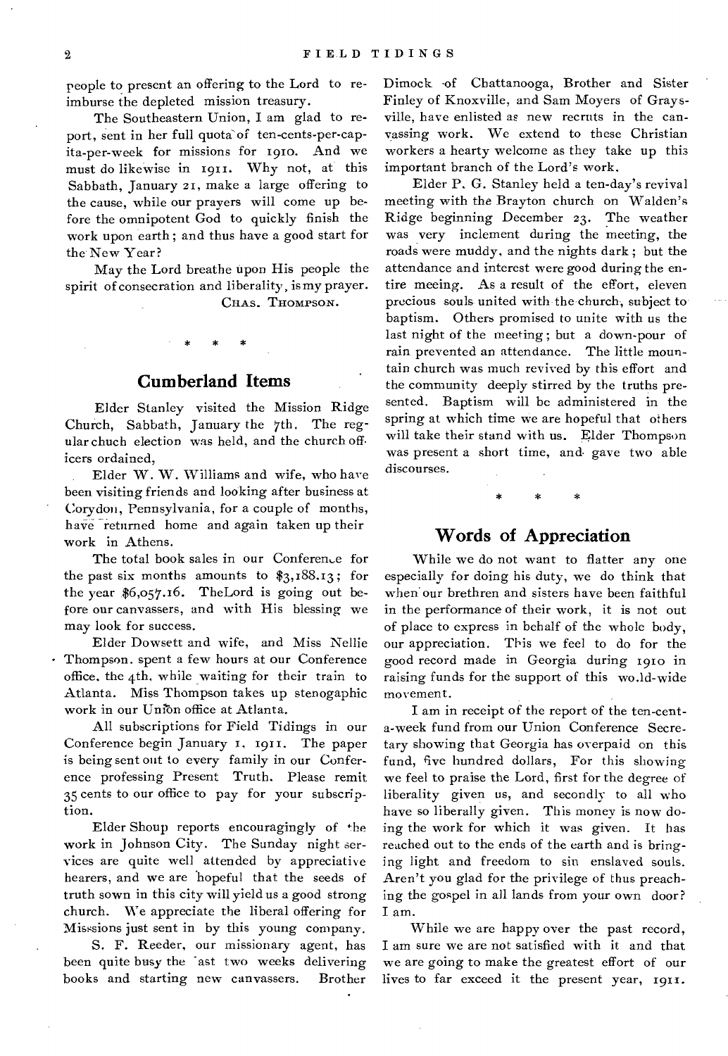people to present an offering to the Lord to reimburse the depleted mission treasury.

The Southeastern Union, I am glad to report, sent in her full quota of ten-cents-per-capita-per-week for missions for 1910. And we must do likewise in 1911. Why not, at this Sabbath, January 21, make a large offering to the cause, while our prayers will come up before the omnipotent God to quickly finish the work upon earth; and thus have a good start for the New Year?

May the Lord breathe upon His people the spirit of consecration and liberality, is my prayer.

CHAS. THOMPSON.

\* \* \*

## Cumberland Items

Elder Stanley visited the Mission Ridge Church, Sabbath, January the 7th. The regular chuch election was held, and the church officers ordained,

Elder W. W. Williams and wife, who have been visiting friends and looking after business at Corydon, Pennsylvania, for a couple of months, have returned home and again taken up their work in Athens.

The total book sales in our Conference for the past six months amounts to $3,188.13; for the year $6,057.16. TheLord is going out before our canvassers, and with His blessing we may look for success.

Elder Dowsett and wife, and Miss Nellie Thompson. spent a few hours at our Conference office. the 4th. while waiting for their train to Atlanta. Miss Thompson takes up stenogaphic work in our Union office at Atlanta.

All subscriptions for Field Tidings in our Conference begin January 1, 1911. The paper is being sent out to every family in our Conference professing Present Truth. Please remit 35 cents to our office to pay for your subscription.

Elder Shoup reports encouragingly of the work in Johnson City. The Sunday night services are quite well attended by appreciative hearers, and we are hopeful that the seeds of truth sown in this city will yield us a good strong church. We appreciate the liberal offering for Missions just sent in by this young company.

S. F. Reeder, our missionary agent, has been quite busy the last two weeks delivering books and starting new canvassers. Brother Dimock of Chattanooga, Brother and Sister Finley of Knoxville, and Sam Moyers of Graysville, have enlisted as new recruts in the canvassing work. We extend to these Christian workers a hearty welcome as they take up this important branch of the Lord's work.

Elder P. G. Stanley held a ten-day's revival meeting with the Brayton church on Walden's Ridge beginning December 23. The weather was very inclement during the meeting, the roads were muddy, and the nights dark; but the attendance and interest were good during the entire meeing. As a result of the effort, eleven precious souls united with the church, subject to baptism. Others promised to unite with us the last night of the meeting; but a down-pour of rain prevented an attendance. The little mountain church was much revived by this effort and the community deeply stirred by the truths presented. Baptism will be administered in the spring at which time we are hopeful that others will take their stand with us. Elder Thompson was present a short time, and gave two able discourses.

\* \* \*

## Words of Appreciation

While we do not want to flatter any one especially for doing his duty, we do think that when our brethren and sisters have been faithful in the performance of their work, it is not out of place to express in behalf of the whole body, our appreciation. This we feel to do for the good record made in Georgia during 1910 in raising funds for the support of this wo.ld-wide movement.

I am in receipt of the report of the ten-cent-a-week fund from our Union Conference Secretary showing that Georgia has overpaid on this fund, five hundred dollars, For this showing we feel to praise the Lord, first for the degree of liberality given us, and secondly to all who have so liberally given. This money is now doing the work for which it was given. It has reached out to the ends of the earth and is bringing light and freedom to sin enslaved souls. Aren't you glad for the privilege of thus preaching the gospel in all lands from your own door? I am.

While we are happy over the past record, I am sure we are not satisfied with it and that we are going to make the greatest effort of our lives to far exceed it the present year, 1911.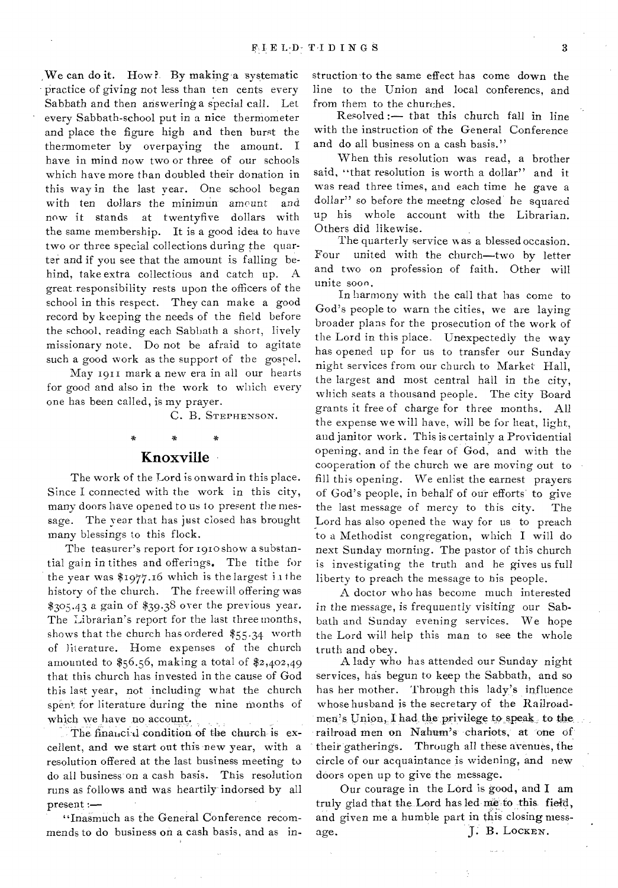We can do it. How? By making a systematic practice of giving not less than ten cents every Sabbath and then answering a special call. Let every Sabbath-school put in a nice thermometer and place the figure high and then burst the thermometer by overpaying the amount. I have in mind now two or three of our schools which have more than doubled their donation in this way in the last year. One school began with ten dollars the minimun amount and now it stands at twentyfive dollars with the same membership. It is a good idea to have two or three special collections during the quarter and if you see that the amount is falling behind, take extra collectious and catch up. A great responsibility rests upon the officers of the school in this respect. They can make a good record by keeping the needs of the field before the school, reading each Sabbath a short, lively missionary note. Do not be afraid to agitate such a good work as the support of the gospel.

May 1911 mark a new era in all our hearts for good and also in the work to which every one has been called, is my prayer.

C. B. STEPHENSON.

\* \* \*

## Knoxville

The work of the Lord is onward in this place. Since I connected with the work in this city, many doors have opened to us to present the message. The year that has just closed has brought many blessings to this flock.

The teasurer's report for 1910 show a substantial gain in tithes and offerings. The tithe for the year was $1977.16 which is the largest in the history of the church. The freewill offering was $305.43 a gain of $39.38 over the previous year. The Librarian's report for the last three months, shows that the church has ordered $55.34 worth of literature. Home expenses of the church amounted to $56.56, making a total of $2,402,49 that this church has invested in the cause of God this last year, not including what the church spent for literature during the nine months of which we have no account.

The financial condition of the church is excellent, and we start out this new year, with a resolution offered at the last business meeting to do all business on a cash basis. This resolution runs as follows and was heartily indorsed by all present :—

"Inasmuch as the General Conference recommends to do business on a cash basis, and as instruction to the same effect has come down the line to the Union and local conferencs, and from them to the churches.

Resolved :— that this church fall in line with the instruction of the General Conference and do all business on a cash basis."

When this resolution was read, a brother said, "that resolution is worth a dollar" and it was read three times, and each time he gave a dollar" so before the meetng closed he squared up his whole account with the Librarian. Others did likewise.

The quarterly service was a blessed occasion. Four united with the church—two by letter and two on profession of faith. Other will unite soon.

In harmony with the call that has come to God's people to warn the cities, we are laying broader plans for the prosecution of the work of the Lord in this place. Unexpectedly the way has opened up for us to transfer our Sunday night services from our church to Market Hall, the largest and most central hall in the city, which seats a thousand people. The city Board grants it free of charge for three months. All the expense we will have, will be for heat, light, and janitor work. This is certainly a Providential opening, and in the fear of God, and with the cooperation of the church we are moving out to fill this opening. We enlist the earnest prayers of God's people, in behalf of our efforts to give the last message of mercy to this city. The Lord has also opened the way for us to preach to a Methodist congregation, which I will do next Sunday morning. The pastor of this church is investigating the truth and he gives us full liberty to preach the message to his people.

A doctor who has become much interested in the message, is frequuently visiting our Sabbath and Sunday evening services. We hope the Lord will help this man to see the whole truth and obey.

A lady who has attended our Sunday night services, has begun to keep the Sabbath, and so has her mother. Through this lady's influence whose husband is the secretary of the Railroadmen's Union, I had the privilege to speak to the railroad men on Nahum's chariots, at one of their gatherings. Through all these avenues, the circle of our acquaintance is widening, and new doors open up to give the message.

Our courage in the Lord is good, and I am truly glad that the Lord has led me to this field, and given me a humble part in this closing message.

J. B. LOCKEN.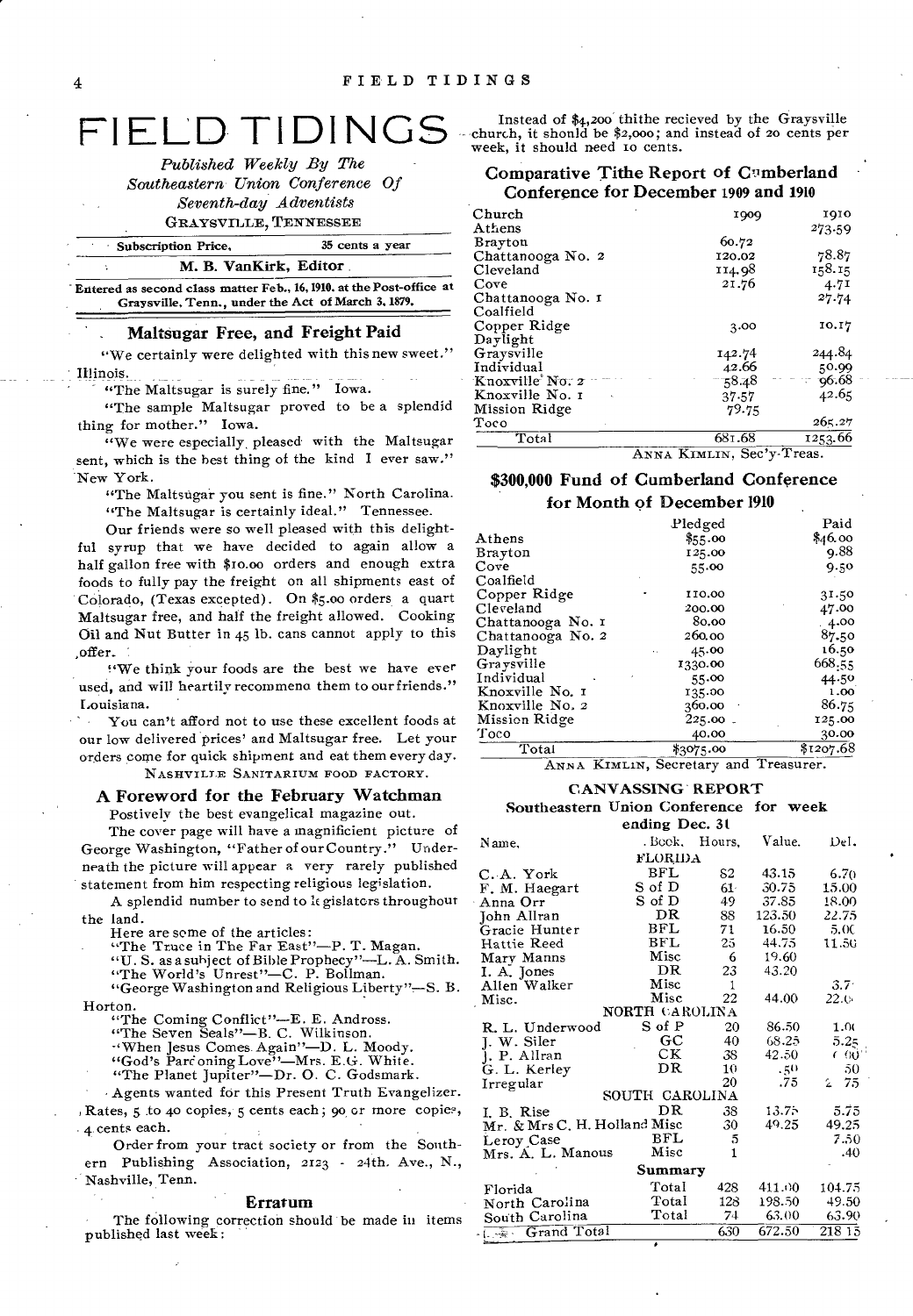# FIELD TIDINGS

*Published Weekly By The Southeastern Union Conference Of Seventh-day Adventists*

GRAYSVILLE, TENNESSEE

Subscription Price, 35 cents a year

M. B. VanKirk, Editor

Entered as second class matter Feb., 16, 1910, at the Post-office at Graysville, Tenn., under the Act of March 3, 1879.

## Maltsugar Free, and Freight Paid

"We certainly were delighted with this new sweet." Illinois.

"The Maltsugar is surely fine." Iowa.

"The sample Maltsugar proved to be a splendid thing for mother." Iowa.

"We were especially pleased with the Maltsugar sent, which is the best thing of the kind I ever saw." New York.

"The Maltsugar you sent is fine." North Carolina.

"The Maltsugar is certainly ideal." Tennessee.

Our friends were so well pleased with this delightful syrup that we have decided to again allow a half gallon free with $10.00 orders and enough extra foods to fully pay the freight on all shipments east of Colorado, (Texas excepted). On $5.00 orders a quart Maltsugar free, and half the freight allowed. Cooking Oil and Nut Butter in 45 lb. cans cannot apply to this offer.

"We think your foods are the best we have ever used, and will heartily recommend them to our friends." Louisiana.

You can't afford not to use these excellent foods at our low delivered prices' and Maltsugar free. Let your orders come for quick shipment and eat them every day.

NASHVILLE SANITARIUM FOOD FACTORY.

## A Foreword for the February Watchman

Postively the best evangelical magazine out.

The cover page will have a magnificient picture of George Washington, "Father of our Country." Underneath the picture will appear a very rarely published statement from him respecting religious legislation.

A splendid number to send to legislators throughout the land.

Here are some of the articles:

"The Truce in The Far East"—P. T. Magan.
"U. S. as a subject of Bible Prophecy"—L. A. Smith.
"The World's Unrest"—C. P. Bollman.
"George Washington and Religious Liberty"—S. B. Horton.
"The Coming Conflict"—E. E. Andross.
"The Seven Seals"—B. C. Wilkinson.
"When Jesus Comes Again"—D. L. Moody.
"God's Pardoning Love"—Mrs. E. G. White.
"The Planet Jupiter"—Dr. O. C. Godsmark.

Agents wanted for this Present Truth Evangelizer. Rates, 5 to 40 copies, 5 cents each; 90 or more copies, 4 cents each.

Order from your tract society or from the Southern Publishing Association, 2123 - 24th. Ave., N., Nashville, Tenn.

### Erratum

The following correction should be made in items published last week:

Instead of $4,200 thithe recieved by the Graysville church, it should be $2,000; and instead of 20 cents per week, it should need 10 cents.

## Comparative Tithe Report of Cumberland Conference for December 1909 and 1910

| Church | 1909 | 1910 |
|---|---|---|
| Athens | | 273.59 |
| Brayton | 60.72 | |
| Chattanooga No. 2 | 120.02 | 78.87 |
| Cleveland | 114.98 | 158.15 |
| Cove | 21.76 | 4.71 |
| Chattanooga No. 1 | | 27.74 |
| Coalfield | | |
| Copper Ridge | 3.00 | 10.17 |
| Daylight | | |
| Graysville | 142.74 | 244.84 |
| Individual | 42.66 | 50.99 |
| Knoxville No. 2 | 58.48 | 96.68 |
| Knoxville No. 1 | 37.57 | 42.65 |
| Mission Ridge | 79.75 | |
| Toco | | 265.27 |
| Total | 681.68 | 1253.66 |

ANNA KIMLIN, Sec'y-Treas.

## $300,000 Fund of Cumberland Conference for Month of December 1910

| | Pledged | Paid |
|---|---|---|
| Athens | $55.00 | $46.00 |
| Brayton | 125.00 | 9.88 |
| Cove | 55.00 | 9.50 |
| Coalfield | | |
| Copper Ridge | 110.00 | 31.50 |
| Cleveland | 200.00 | 47.00 |
| Chattanooga No. 1 | 80.00 | 4.00 |
| Chattanooga No. 2 | 260.00 | 87.50 |
| Daylight | 45.00 | 16.50 |
| Graysville | 1330.00 | 668.55 |
| Individual | 55.00 | 44.50 |
| Knoxville No. 1 | 135.00 | 1.00 |
| Knoxville No. 2 | 360.00 | 86.75 |
| Mission Ridge | 225.00 | 125.00 |
| Toco | 40.00 | 30.00 |
| Total | $3075.00 | $1207.68 |

ANNA KIMLIN, Secretary and Treasurer.

## CANVASSING REPORT

### Southeastern Union Conference for week ending Dec. 31

| Name. | Book. | Hours. | Value. | Del. |
|---|---|---|---|---|
| **FLORIDA** | | | | |
| C. A. York | BFL | 82 | 43.15 | 6.70 |
| F. M. Haegart | S of D | 61 | 30.75 | 15.00 |
| Anna Orr | S of D | 49 | 37.85 | 18.00 |
| John Allran | DR | 88 | 123.50 | 22.75 |
| Gracie Hunter | BFL | 71 | 16.50 | 5.00 |
| Hattie Reed | BFL | 25 | 44.75 | 11.50 |
| Mary Manns | Misc | 6 | 19.60 | |
| I. A. Jones | DR | 23 | 43.20 | |
| Allen Walker | Misc | 1 | | 3.7 |
| Misc. | Misc | 22 | 44.00 | 22.0 |
| **NORTH CAROLINA** | | | | |
| R. L. Underwood | S of P | 20 | 86.50 | 1.00 |
| J. W. Siler | GC | 40 | 68.25 | 5.25 |
| J. P. Allran | CK | 38 | 42.50 | 6 00 |
| G. L. Kerley | DR | 10 | .50 | .50 |
| Irregular | | 20 | .75 | 2 75 |
| **SOUTH CAROLINA** | | | | |
| I. B. Rise | DR | 38 | 13.75 | 5.75 |
| Mr. & Mrs C. H. Holland | Misc | 30 | 49.25 | 49.25 |
| Leroy Case | BFL | 5 | | 7.50 |
| Mrs. A. L. Manous | Misc | 1 | | .40 |
| **Summary** | | | | |
| Florida | Total | 428 | 411.00 | 104.75 |
| North Carolina | Total | 128 | 198.50 | 49.50 |
| South Carolina | Total | 74 | 63.00 | 63.90 |
| Grand Total | | 630 | 672.50 | 218 15 |